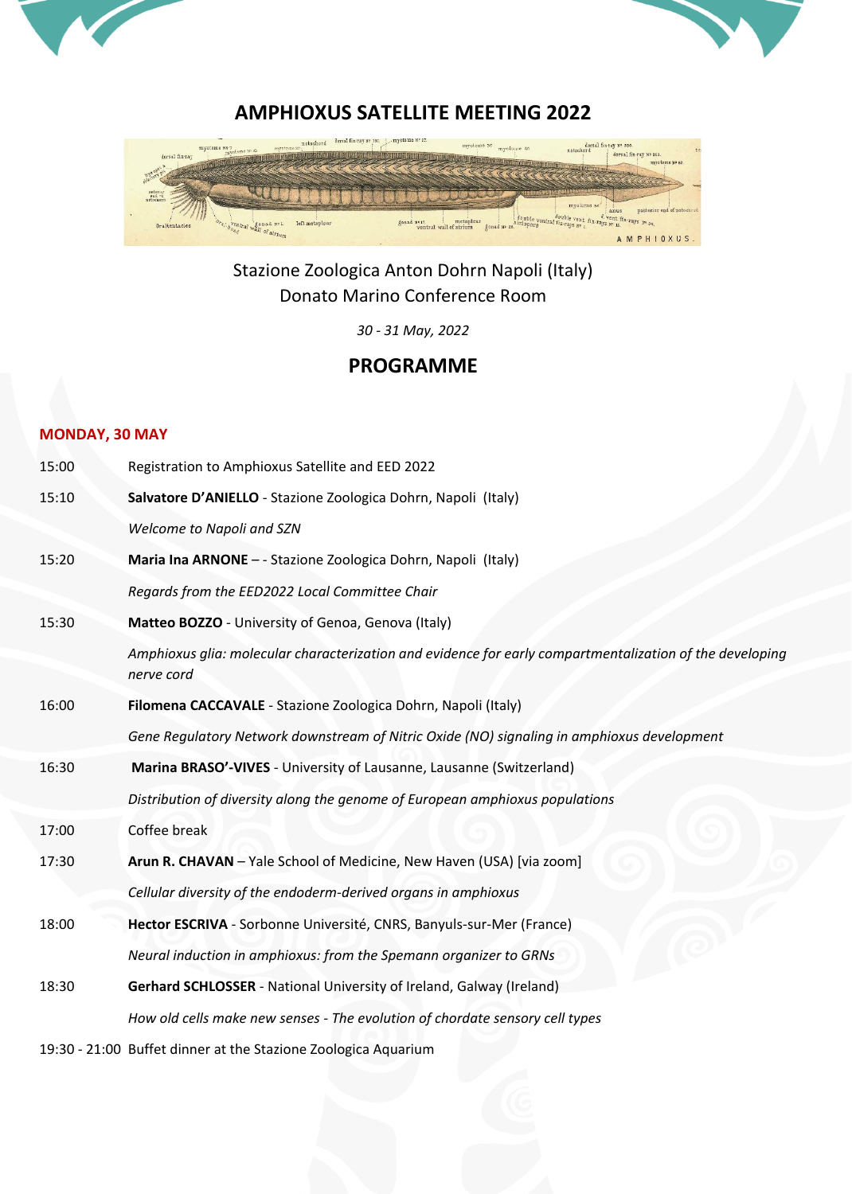# AMPHIOXUS SATELLITE MEETING 2022

Stazione Zoologica Anton Dohrn Napoli (Italy)
Donato Marino Conference Room

*30 - 31 May, 2022*

## PROGRAMME

### MONDAY, 30 MAY

| | |
|---|---|
| 15:00 | Registration to Amphioxus Satellite and EED 2022 |
| 15:10 | **Salvatore D'ANIELLO** - Stazione Zoologica Dohrn, Napoli (Italy) |
| | *Welcome to Napoli and SZN* |
| 15:20 | **Maria Ina ARNONE** – - Stazione Zoologica Dohrn, Napoli (Italy) |
| | *Regards from the EED2022 Local Committee Chair* |
| 15:30 | **Matteo BOZZO** - University of Genoa, Genova (Italy) |
| | *Amphioxus glia: molecular characterization and evidence for early compartmentalization of the developing nerve cord* |
| 16:00 | **Filomena CACCAVALE** - Stazione Zoologica Dohrn, Napoli (Italy) |
| | *Gene Regulatory Network downstream of Nitric Oxide (NO) signaling in amphioxus development* |
| 16:30 | **Marina BRASO'-VIVES** - University of Lausanne, Lausanne (Switzerland) |
| | *Distribution of diversity along the genome of European amphioxus populations* |
| 17:00 | Coffee break |
| 17:30 | **Arun R. CHAVAN** – Yale School of Medicine, New Haven (USA) [via zoom] |
| | *Cellular diversity of the endoderm-derived organs in amphioxus* |
| 18:00 | **Hector ESCRIVA** - Sorbonne Université, CNRS, Banyuls-sur-Mer (France) |
| | *Neural induction in amphioxus: from the Spemann organizer to GRNs* |
| 18:30 | **Gerhard SCHLOSSER** - National University of Ireland, Galway (Ireland) |
| | *How old cells make new senses - The evolution of chordate sensory cell types* |
| 19:30 - 21:00 | Buffet dinner at the Stazione Zoologica Aquarium |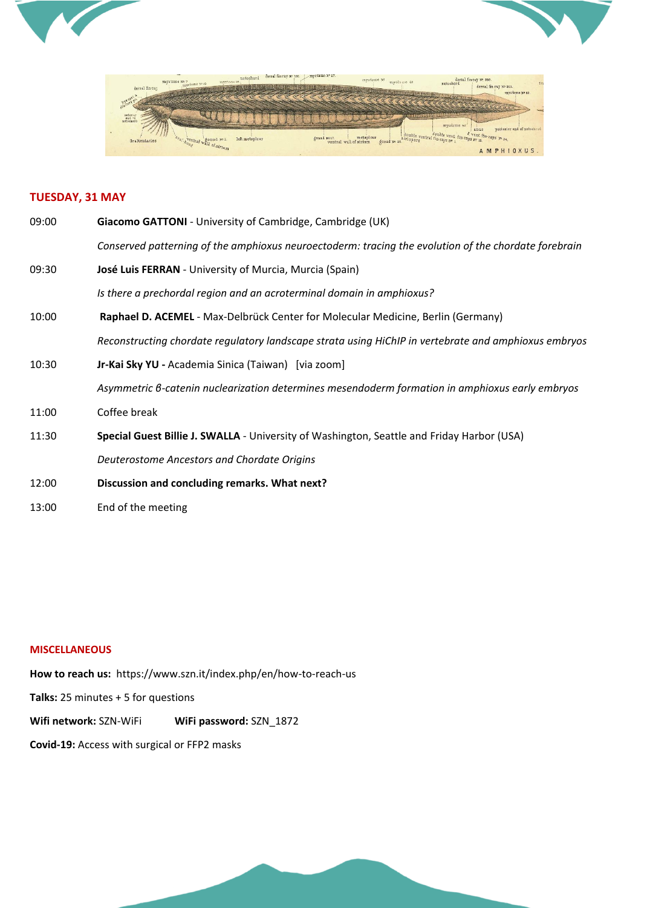## TUESDAY, 31 MAY

09:00 **Giacomo GATTONI** - University of Cambridge, Cambridge (UK)

*Conserved patterning of the amphioxus neuroectoderm: tracing the evolution of the chordate forebrain*

09:30 **José Luis FERRAN** - University of Murcia, Murcia (Spain)

*Is there a prechordal region and an acroterminal domain in amphioxus?*

10:00 **Raphael D. ACEMEL** - Max-Delbrück Center for Molecular Medicine, Berlin (Germany)

*Reconstructing chordate regulatory landscape strata using HiChIP in vertebrate and amphioxus embryos*

10:30 **Jr-Kai Sky YU -** Academia Sinica (Taiwan) [via zoom]

*Asymmetric β-catenin nuclearization determines mesendoderm formation in amphioxus early embryos*

11:00 Coffee break

11:30 **Special Guest Billie J. SWALLA** - University of Washington, Seattle and Friday Harbor (USA)

*Deuterostome Ancestors and Chordate Origins*

12:00 **Discussion and concluding remarks. What next?**

13:00 End of the meeting

## MISCELLANEOUS

**How to reach us:** https://www.szn.it/index.php/en/how-to-reach-us

**Talks:** 25 minutes + 5 for questions

**Wifi network:** SZN-WiFi **WiFi password:** SZN_1872

**Covid-19:** Access with surgical or FFP2 masks